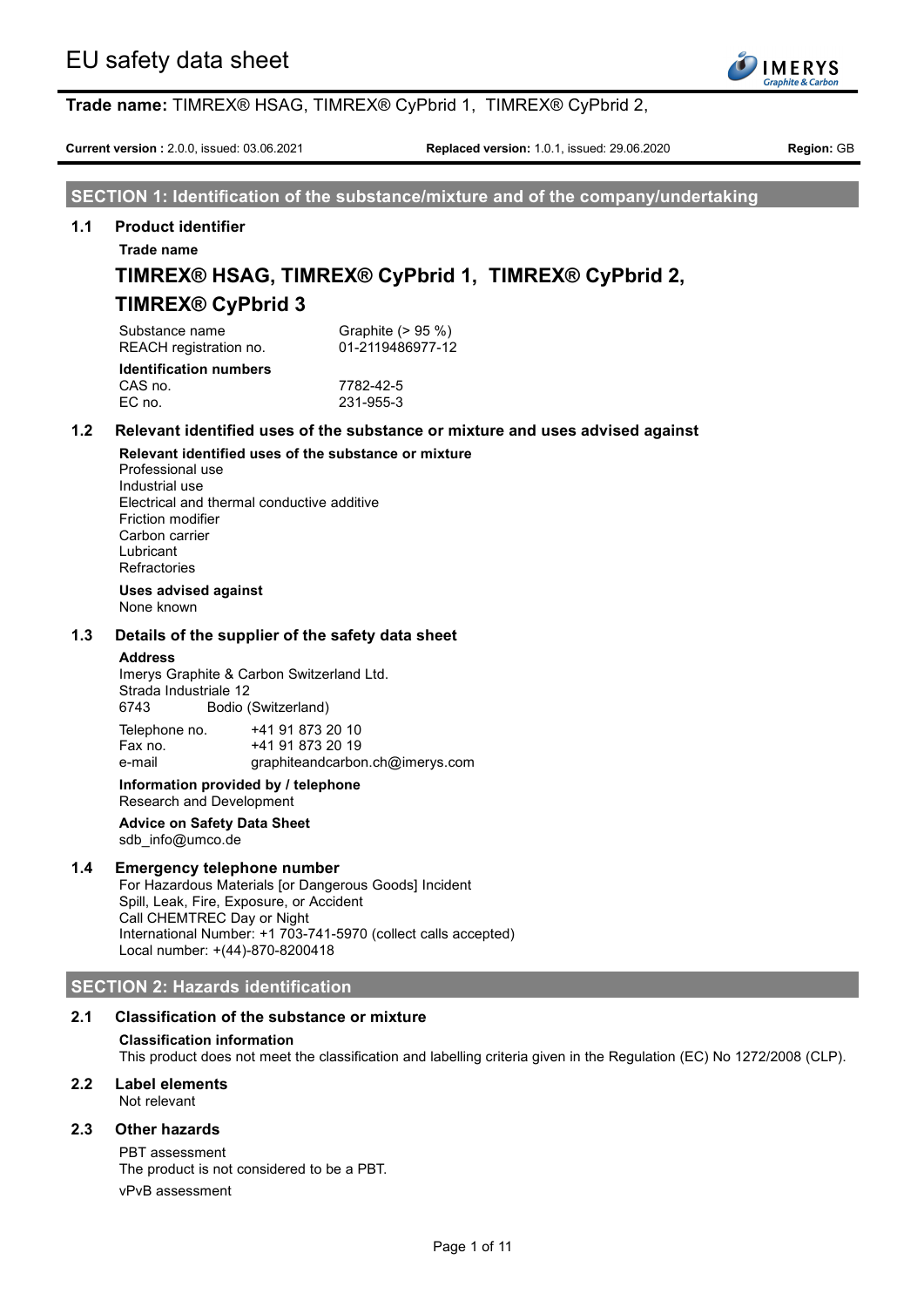# EU safety data sheet

**Trade name:** TIMREX® HSAG, TIMREX® CyPbrid 1, TIMREX® CyPbrid 2,

**Current version :** 2.0.0, issued: 03.06.2021 **Replaced version:** 1.0.1, issued: 29.06.2020 **Region:** GB

## SECTION 1: Identification of the substance/mixture and of the company/undertaking

### 1.1 Product identifier

**Trade name**

**TIMREX® HSAG, TIMREX® CyPbrid 1, TIMREX® CyPbrid 2, TIMREX® CyPbrid 3**

| | |
|---|---|
| Substance name | Graphite (> 95 %) |
| REACH registration no. | 01-2119486977-12 |

**Identification numbers**

| | |
|---|---|
| CAS no. | 7782-42-5 |
| EC no. | 231-955-3 |

### 1.2 Relevant identified uses of the substance or mixture and uses advised against

**Relevant identified uses of the substance or mixture**

Professional use
Industrial use
Electrical and thermal conductive additive
Friction modifier
Carbon carrier
Lubricant
Refractories

**Uses advised against**

None known

### 1.3 Details of the supplier of the safety data sheet

**Address**

Imerys Graphite & Carbon Switzerland Ltd.
Strada Industriale 12
6743 Bodio (Switzerland)

| | |
|---|---|
| Telephone no. | +41 91 873 20 10 |
| Fax no. | +41 91 873 20 19 |
| e-mail | graphiteandcarbon.ch@imerys.com |

**Information provided by / telephone**

Research and Development

**Advice on Safety Data Sheet**

sdb_info@umco.de

### 1.4 Emergency telephone number

For Hazardous Materials [or Dangerous Goods] Incident
Spill, Leak, Fire, Exposure, or Accident
Call CHEMTREC Day or Night
International Number: +1 703-741-5970 (collect calls accepted)
Local number: +(44)-870-8200418

## SECTION 2: Hazards identification

### 2.1 Classification of the substance or mixture

**Classification information**

This product does not meet the classification and labelling criteria given in the Regulation (EC) No 1272/2008 (CLP).

### 2.2 Label elements

Not relevant

### 2.3 Other hazards

PBT assessment

The product is not considered to be a PBT.

vPvB assessment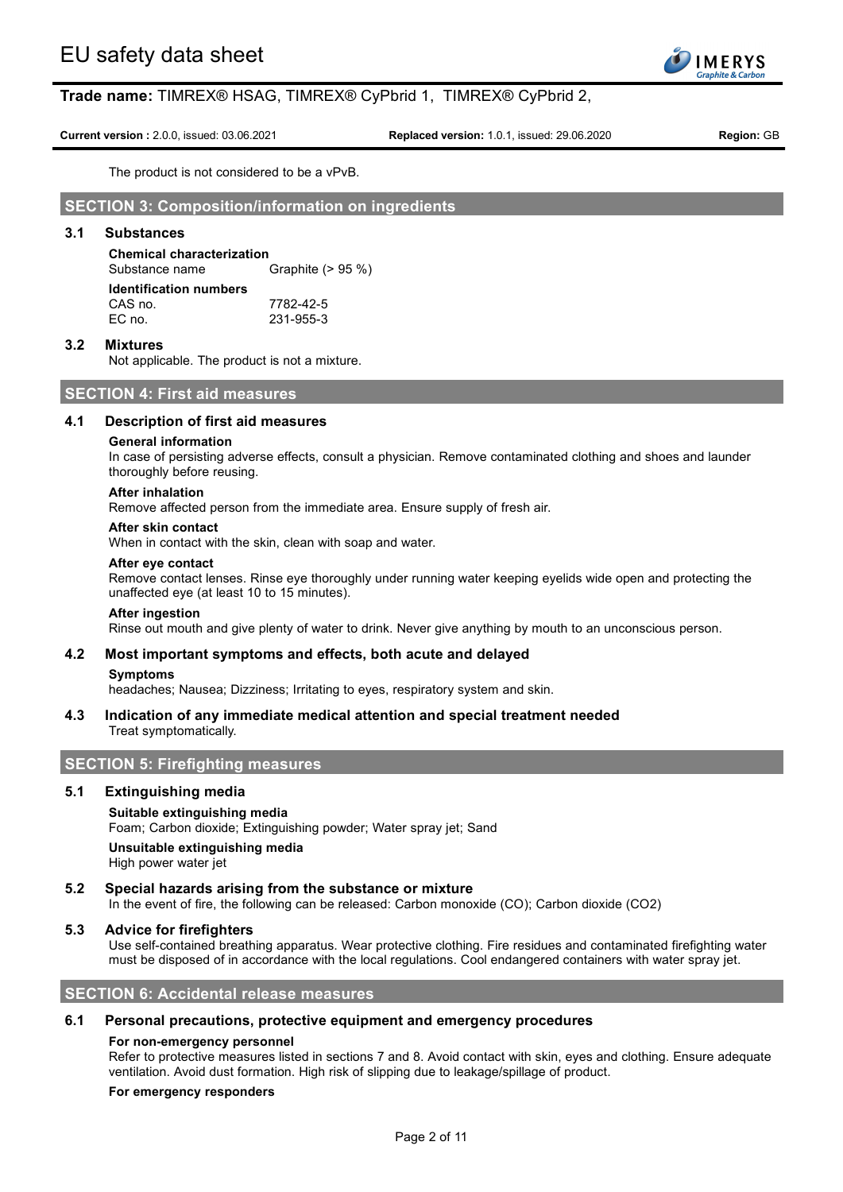The product is not considered to be a vPvB.

## SECTION 3: Composition/information on ingredients

### 3.1 Substances

**Chemical characterization**

Substance name Graphite (> 95 %)

**Identification numbers**

CAS no. 7782-42-5

EC no. 231-955-3

### 3.2 Mixtures

Not applicable. The product is not a mixture.

## SECTION 4: First aid measures

### 4.1 Description of first aid measures

**General information**

In case of persisting adverse effects, consult a physician. Remove contaminated clothing and shoes and launder thoroughly before reusing.

**After inhalation**

Remove affected person from the immediate area. Ensure supply of fresh air.

**After skin contact**

When in contact with the skin, clean with soap and water.

**After eye contact**

Remove contact lenses. Rinse eye thoroughly under running water keeping eyelids wide open and protecting the unaffected eye (at least 10 to 15 minutes).

**After ingestion**

Rinse out mouth and give plenty of water to drink. Never give anything by mouth to an unconscious person.

### 4.2 Most important symptoms and effects, both acute and delayed

**Symptoms**

headaches; Nausea; Dizziness; Irritating to eyes, respiratory system and skin.

### 4.3 Indication of any immediate medical attention and special treatment needed

Treat symptomatically.

## SECTION 5: Firefighting measures

### 5.1 Extinguishing media

**Suitable extinguishing media**

Foam; Carbon dioxide; Extinguishing powder; Water spray jet; Sand

**Unsuitable extinguishing media**

High power water jet

### 5.2 Special hazards arising from the substance or mixture

In the event of fire, the following can be released: Carbon monoxide (CO); Carbon dioxide ($CO_2$)

### 5.3 Advice for firefighters

Use self-contained breathing apparatus. Wear protective clothing. Fire residues and contaminated firefighting water must be disposed of in accordance with the local regulations. Cool endangered containers with water spray jet.

## SECTION 6: Accidental release measures

### 6.1 Personal precautions, protective equipment and emergency procedures

**For non-emergency personnel**

Refer to protective measures listed in sections 7 and 8. Avoid contact with skin, eyes and clothing. Ensure adequate ventilation. Avoid dust formation. High risk of slipping due to leakage/spillage of product.

**For emergency responders**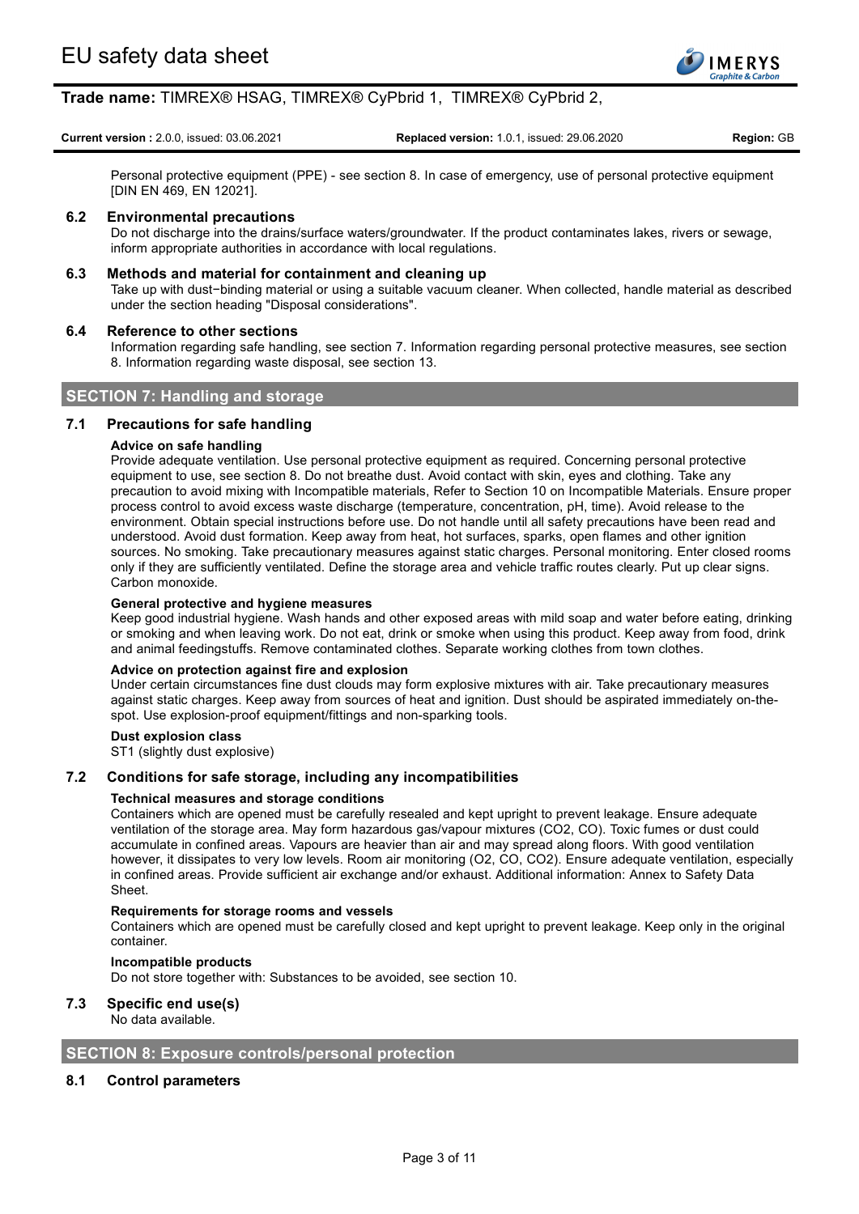Personal protective equipment (PPE) - see section 8. In case of emergency, use of personal protective equipment [DIN EN 469, EN 12021].

### 6.2 Environmental precautions

Do not discharge into the drains/surface waters/groundwater. If the product contaminates lakes, rivers or sewage, inform appropriate authorities in accordance with local regulations.

### 6.3 Methods and material for containment and cleaning up

Take up with dust−binding material or using a suitable vacuum cleaner. When collected, handle material as described under the section heading "Disposal considerations".

### 6.4 Reference to other sections

Information regarding safe handling, see section 7. Information regarding personal protective measures, see section 8. Information regarding waste disposal, see section 13.

## SECTION 7: Handling and storage

### 7.1 Precautions for safe handling

**Advice on safe handling**

Provide adequate ventilation. Use personal protective equipment as required. Concerning personal protective equipment to use, see section 8. Do not breathe dust. Avoid contact with skin, eyes and clothing. Take any precaution to avoid mixing with Incompatible materials, Refer to Section 10 on Incompatible Materials. Ensure proper process control to avoid excess waste discharge (temperature, concentration, pH, time). Avoid release to the environment. Obtain special instructions before use. Do not handle until all safety precautions have been read and understood. Avoid dust formation. Keep away from heat, hot surfaces, sparks, open flames and other ignition sources. No smoking. Take precautionary measures against static charges. Personal monitoring. Enter closed rooms only if they are sufficiently ventilated. Define the storage area and vehicle traffic routes clearly. Put up clear signs. Carbon monoxide.

**General protective and hygiene measures**

Keep good industrial hygiene. Wash hands and other exposed areas with mild soap and water before eating, drinking or smoking and when leaving work. Do not eat, drink or smoke when using this product. Keep away from food, drink and animal feedingstuffs. Remove contaminated clothes. Separate working clothes from town clothes.

**Advice on protection against fire and explosion**

Under certain circumstances fine dust clouds may form explosive mixtures with air. Take precautionary measures against static charges. Keep away from sources of heat and ignition. Dust should be aspirated immediately on-the-spot. Use explosion-proof equipment/fittings and non-sparking tools.

**Dust explosion class**

ST1 (slightly dust explosive)

### 7.2 Conditions for safe storage, including any incompatibilities

**Technical measures and storage conditions**

Containers which are opened must be carefully resealed and kept upright to prevent leakage. Ensure adequate ventilation of the storage area. May form hazardous gas/vapour mixtures ($CO_2$, CO). Toxic fumes or dust could accumulate in confined areas. Vapours are heavier than air and may spread along floors. With good ventilation however, it dissipates to very low levels. Room air monitoring ($O_2$, CO, $CO_2$). Ensure adequate ventilation, especially in confined areas. Provide sufficient air exchange and/or exhaust. Additional information: Annex to Safety Data Sheet.

**Requirements for storage rooms and vessels**

Containers which are opened must be carefully closed and kept upright to prevent leakage. Keep only in the original container.

**Incompatible products**

Do not store together with: Substances to be avoided, see section 10.

### 7.3 Specific end use(s)

No data available.

## SECTION 8: Exposure controls/personal protection

### 8.1 Control parameters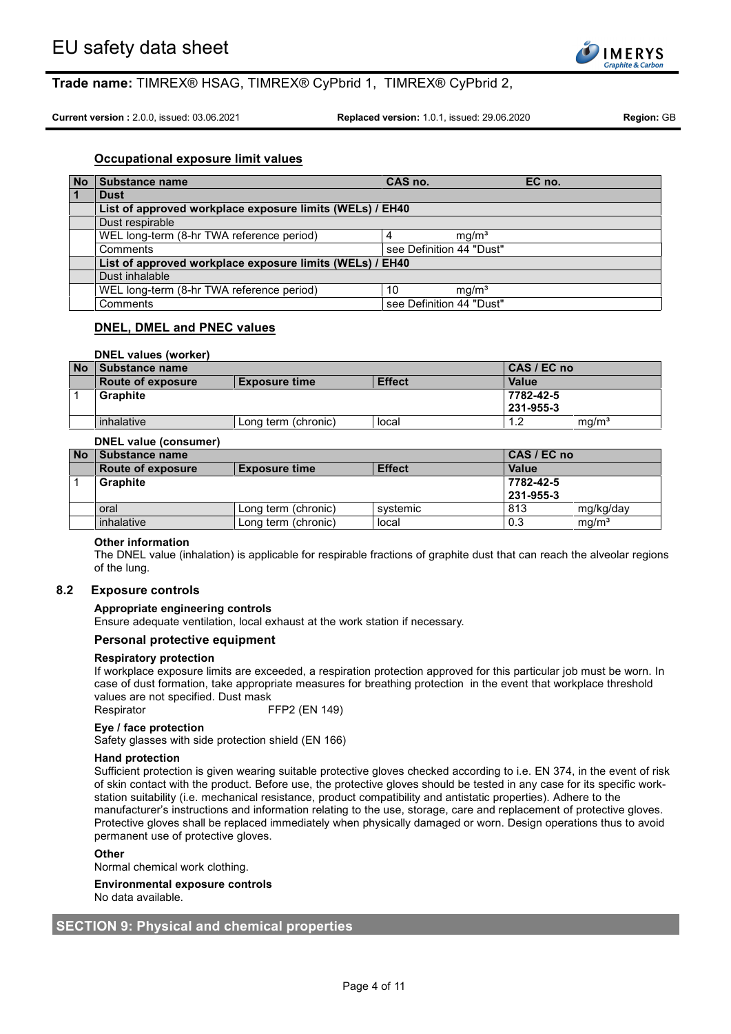### Occupational exposure limit values

| No | Substance name | CAS no. | EC no. |
|---|---|---|---|
| 1 | **Dust** | | |
| | **List of approved workplace exposure limits (WELs) / EH40** | | |
| | Dust respirable | | |
| | WEL long-term (8-hr TWA reference period) | 4 mg/m³ | |
| | Comments | see Definition 44 "Dust" | |
| | **List of approved workplace exposure limits (WELs) / EH40** | | |
| | Dust inhalable | | |
| | WEL long-term (8-hr TWA reference period) | 10 mg/m³ | |
| | Comments | see Definition 44 "Dust" | |

### DNEL, DMEL and PNEC values

**DNEL values (worker)**

| No | Substance name | | | CAS / EC no | |
|---|---|---|---|---|---|
| | **Route of exposure** | **Exposure time** | **Effect** | **Value** | |
| 1 | **Graphite** | | | **7782-42-5**<br>**231-955-3** | |
| | inhalative | Long term (chronic) | local | 1.2 | mg/m³ |

**DNEL value (consumer)**

| No | Substance name | | | CAS / EC no | |
|---|---|---|---|---|---|
| | **Route of exposure** | **Exposure time** | **Effect** | **Value** | |
| 1 | **Graphite** | | | **7782-42-5**<br>**231-955-3** | |
| | oral | Long term (chronic) | systemic | 813 | mg/kg/day |
| | inhalative | Long term (chronic) | local | 0.3 | mg/m³ |

**Other information**

The DNEL value (inhalation) is applicable for respirable fractions of graphite dust that can reach the alveolar regions of the lung.

## 8.2 Exposure controls

**Appropriate engineering controls**

Ensure adequate ventilation, local exhaust at the work station if necessary.

### Personal protective equipment

**Respiratory protection**

If workplace exposure limits are exceeded, a respiration protection approved for this particular job must be worn. In case of dust formation, take appropriate measures for breathing protection in the event that workplace threshold values are not specified. Dust mask

Respirator FFP2 (EN 149)

**Eye / face protection**

Safety glasses with side protection shield (EN 166)

**Hand protection**

Sufficient protection is given wearing suitable protective gloves checked according to i.e. EN 374, in the event of risk of skin contact with the product. Before use, the protective gloves should be tested in any case for its specific work-station suitability (i.e. mechanical resistance, product compatibility and antistatic properties). Adhere to the manufacturer's instructions and information relating to the use, storage, care and replacement of protective gloves. Protective gloves shall be replaced immediately when physically damaged or worn. Design operations thus to avoid permanent use of protective gloves.

**Other**

Normal chemical work clothing.

**Environmental exposure controls**

No data available.

## SECTION 9: Physical and chemical properties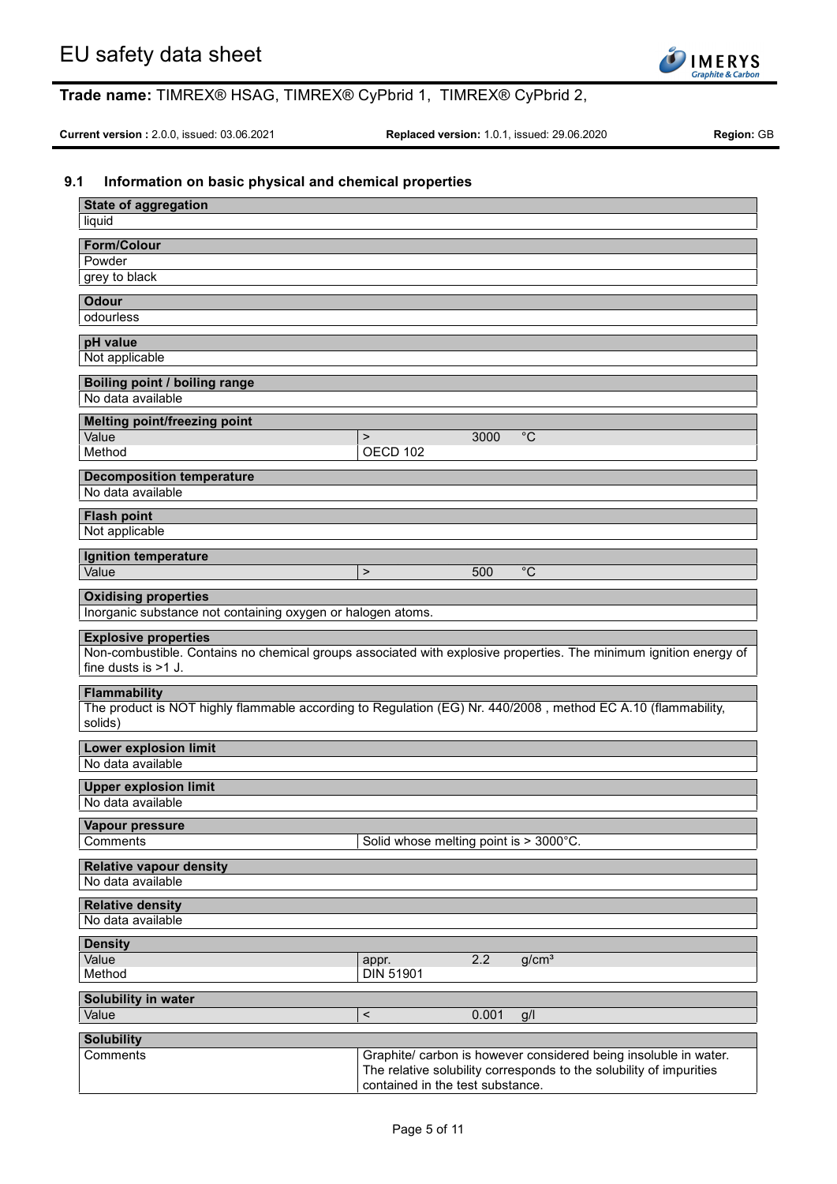### 9.1 Information on basic physical and chemical properties

| State of aggregation | | | |
|---|---|---|---|
| liquid | | | |

| Form/Colour | | | |
|---|---|---|---|
| Powder | | | |
| grey to black | | | |

| Odour | | | |
|---|---|---|---|
| odourless | | | |

| pH value | | | |
|---|---|---|---|
| Not applicable | | | |

| Boiling point / boiling range | | | |
|---|---|---|---|
| No data available | | | |

| Melting point/freezing point | | | |
|---|---|---|---|
| Value | > | 3000 | °C |
| Method | OECD 102 | | |

| Decomposition temperature | | | |
|---|---|---|---|
| No data available | | | |

| Flash point | | | |
|---|---|---|---|
| Not applicable | | | |

| Ignition temperature | | | |
|---|---|---|---|
| Value | > | 500 | °C |

| Oxidising properties |
|---|
| Inorganic substance not containing oxygen or halogen atoms. |

| Explosive properties |
|---|
| Non-combustible. Contains no chemical groups associated with explosive properties. The minimum ignition energy of fine dusts is >1 J. |

| Flammability |
|---|
| The product is NOT highly flammable according to Regulation (EG) Nr. 440/2008 , method EC A.10 (flammability, solids) |

| Lower explosion limit |
|---|
| No data available |

| Upper explosion limit |
|---|
| No data available |

| Vapour pressure | |
|---|---|
| Comments | Solid whose melting point is > 3000°C. |

| Relative vapour density |
|---|
| No data available |

| Relative density |
|---|
| No data available |

| Density | | | |
|---|---|---|---|
| Value | appr. | 2.2 | g/cm³ |
| Method | DIN 51901 | | |

| Solubility in water | | | |
|---|---|---|---|
| Value | < | 0.001 | g/l |

| Solubility | |
|---|---|
| Comments | Graphite/ carbon is however considered being insoluble in water. The relative solubility corresponds to the solubility of impurities contained in the test substance. |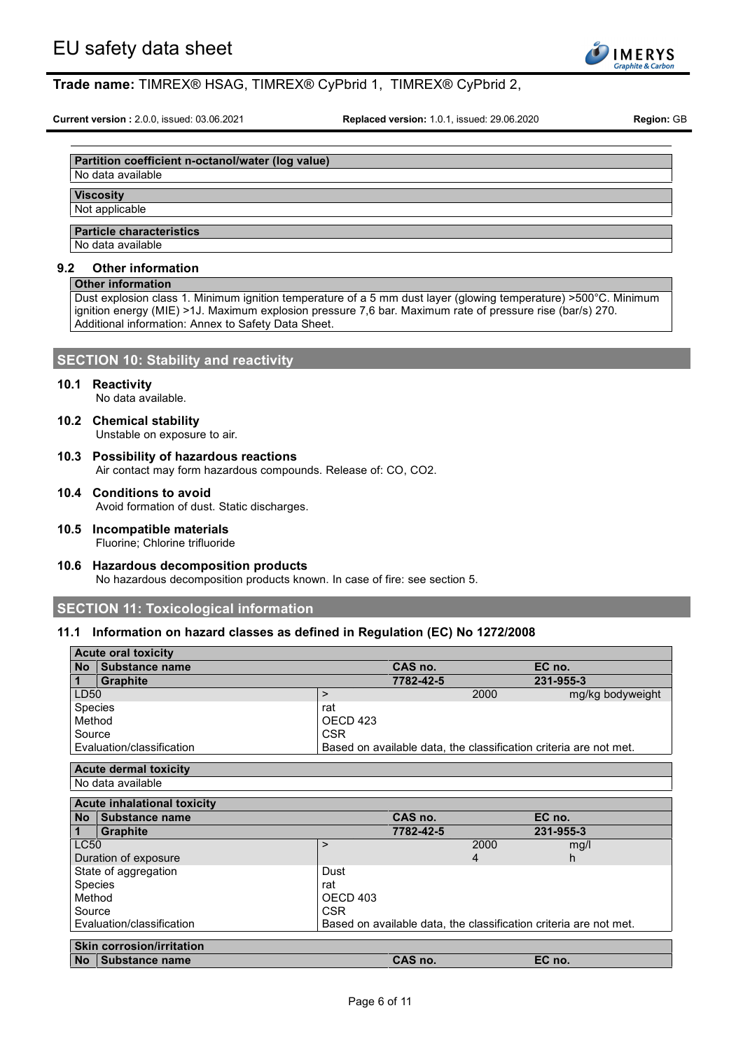| Partition coefficient n-octanol/water (log value) |
| --- |
| No data available |

| Viscosity |
| --- |
| Not applicable |

| Particle characteristics |
| --- |
| No data available |

### 9.2 Other information

| Other information |
| --- |
| Dust explosion class 1. Minimum ignition temperature of a 5 mm dust layer (glowing temperature) >500°C. Minimum ignition energy (MIE) >1J. Maximum explosion pressure 7,6 bar. Maximum rate of pressure rise (bar/s) 270. Additional information: Annex to Safety Data Sheet. |

## SECTION 10: Stability and reactivity

### 10.1 Reactivity

No data available.

### 10.2 Chemical stability

Unstable on exposure to air.

### 10.3 Possibility of hazardous reactions

Air contact may form hazardous compounds. Release of: CO, $CO_2$.

### 10.4 Conditions to avoid

Avoid formation of dust. Static discharges.

### 10.5 Incompatible materials

Fluorine; Chlorine trifluoride

### 10.6 Hazardous decomposition products

No hazardous decomposition products known. In case of fire: see section 5.

## SECTION 11: Toxicological information

### 11.1 Information on hazard classes as defined in Regulation (EC) No 1272/2008

| Acute oral toxicity | | | | |
| --- | --- | --- | --- | --- |
| **No** **Substance name** | | **CAS no.** | | **EC no.** |
| **1** **Graphite** | | **7782-42-5** | | **231-955-3** |
| LD50 | > | | 2000 | mg/kg bodyweight |
| Species | rat | | | |
| Method | OECD 423 | | | |
| Source | CSR | | | |
| Evaluation/classification | Based on available data, the classification criteria are not met. | | | |

| Acute dermal toxicity |
| --- |
| No data available |

| Acute inhalational toxicity | | | | |
| --- | --- | --- | --- | --- |
| **No** **Substance name** | | **CAS no.** | | **EC no.** |
| **1** **Graphite** | | **7782-42-5** | | **231-955-3** |
| LC50 | > | | 2000 | mg/l |
| Duration of exposure | | | 4 | h |
| State of aggregation | Dust | | | |
| Species | rat | | | |
| Method | OECD 403 | | | |
| Source | CSR | | | |
| Evaluation/classification | Based on available data, the classification criteria are not met. | | | |

| Skin corrosion/irritation | | |
| --- | --- | --- |
| **No** **Substance name** | **CAS no.** | **EC no.** |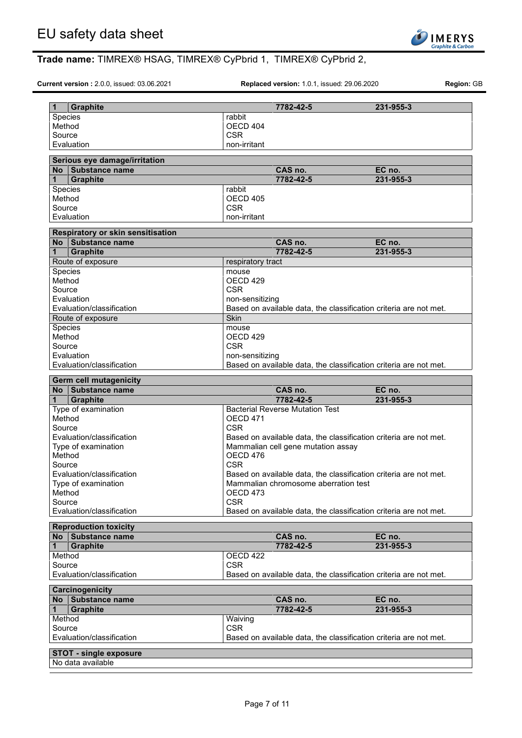| 1 | Graphite | 7782-42-5 | 231-955-3 |
|---|---|---|---|
| Species | | rabbit | |
| Method | | OECD 404 | |
| Source | | CSR | |
| Evaluation | | non-irritant | |

**Serious eye damage/irritation**

| No | Substance name | CAS no. | EC no. |
|---|---|---|---|
| 1 | Graphite | 7782-42-5 | 231-955-3 |
| Species | | rabbit | |
| Method | | OECD 405 | |
| Source | | CSR | |
| Evaluation | | non-irritant | |

**Respiratory or skin sensitisation**

| No | Substance name | CAS no. | EC no. |
|---|---|---|---|
| 1 | Graphite | 7782-42-5 | 231-955-3 |
| Route of exposure | | respiratory tract | |
| Species | | mouse | |
| Method | | OECD 429 | |
| Source | | CSR | |
| Evaluation | | non-sensitizing | |
| Evaluation/classification | | Based on available data, the classification criteria are not met. | |
| Route of exposure | | Skin | |
| Species | | mouse | |
| Method | | OECD 429 | |
| Source | | CSR | |
| Evaluation | | non-sensitizing | |
| Evaluation/classification | | Based on available data, the classification criteria are not met. | |

**Germ cell mutagenicity**

| No | Substance name | CAS no. | EC no. |
|---|---|---|---|
| 1 | Graphite | 7782-42-5 | 231-955-3 |
| Type of examination | | Bacterial Reverse Mutation Test | |
| Method | | OECD 471 | |
| Source | | CSR | |
| Evaluation/classification | | Based on available data, the classification criteria are not met. | |
| Type of examination | | Mammalian cell gene mutation assay | |
| Method | | OECD 476 | |
| Source | | CSR | |
| Evaluation/classification | | Based on available data, the classification criteria are not met. | |
| Type of examination | | Mammalian chromosome aberration test | |
| Method | | OECD 473 | |
| Source | | CSR | |
| Evaluation/classification | | Based on available data, the classification criteria are not met. | |

**Reproduction toxicity**

| No | Substance name | CAS no. | EC no. |
|---|---|---|---|
| 1 | Graphite | 7782-42-5 | 231-955-3 |
| Method | | OECD 422 | |
| Source | | CSR | |
| Evaluation/classification | | Based on available data, the classification criteria are not met. | |

**Carcinogenicity**

| No | Substance name | CAS no. | EC no. |
|---|---|---|---|
| 1 | Graphite | 7782-42-5 | 231-955-3 |
| Method | | Waiving | |
| Source | | CSR | |
| Evaluation/classification | | Based on available data, the classification criteria are not met. | |

**STOT - single exposure**

No data available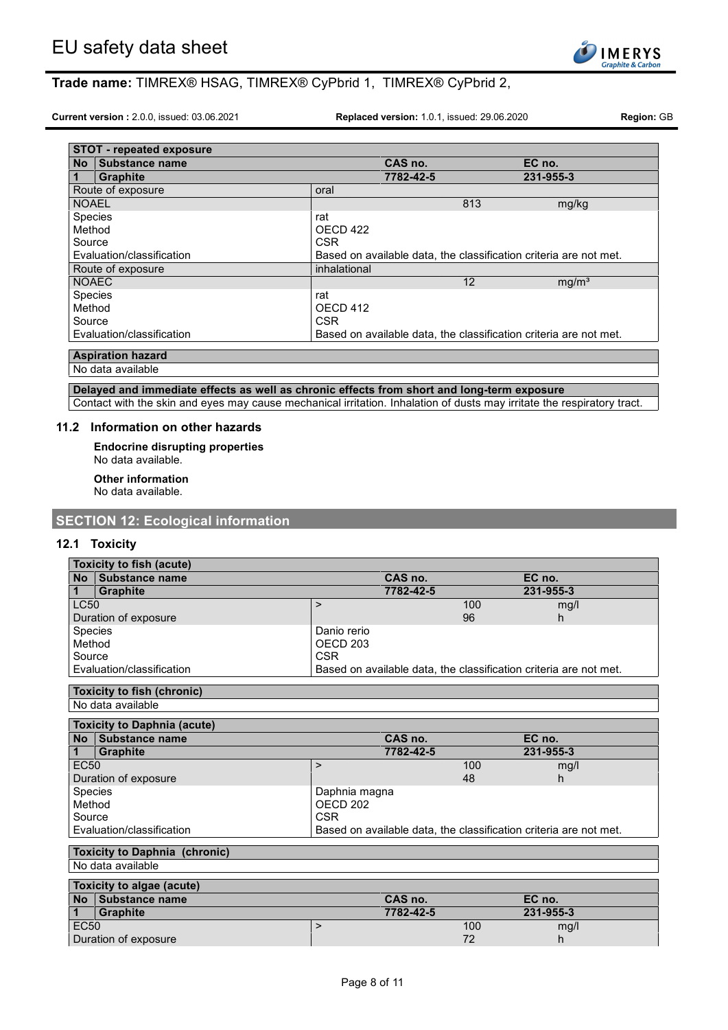| STOT - repeated exposure | | | |
|---|---|---|---|
| No Substance name | | CAS no. | EC no. |
| 1 Graphite | | 7782-42-5 | 231-955-3 |
| Route of exposure | oral | | |
| NOAEL | | 813 | mg/kg |
| Species | rat | | |
| Method | OECD 422 | | |
| Source | CSR | | |
| Evaluation/classification | Based on available data, the classification criteria are not met. | | |
| Route of exposure | inhalational | | |
| NOAEC | | 12 | mg/m³ |
| Species | rat | | |
| Method | OECD 412 | | |
| Source | CSR | | |
| Evaluation/classification | Based on available data, the classification criteria are not met. | | |

| Aspiration hazard |
|---|
| No data available |

**Delayed and immediate effects as well as chronic effects from short and long-term exposure**

Contact with the skin and eyes may cause mechanical irritation. Inhalation of dusts may irritate the respiratory tract.

### 11.2 Information on other hazards

**Endocrine disrupting properties**

No data available.

**Other information**

No data available.

## SECTION 12: Ecological information

### 12.1 Toxicity

| Toxicity to fish (acute) | | | |
|---|---|---|---|
| No Substance name | | CAS no. | EC no. |
| 1 Graphite | | 7782-42-5 | 231-955-3 |
| LC50 | > | 100 | mg/l |
| Duration of exposure | | 96 | h |
| Species | Danio rerio | | |
| Method | OECD 203 | | |
| Source | CSR | | |
| Evaluation/classification | Based on available data, the classification criteria are not met. | | |

| Toxicity to fish (chronic) |
|---|
| No data available |

| Toxicity to Daphnia (acute) | | | |
|---|---|---|---|
| No Substance name | | CAS no. | EC no. |
| 1 Graphite | | 7782-42-5 | 231-955-3 |
| EC50 | > | 100 | mg/l |
| Duration of exposure | | 48 | h |
| Species | Daphnia magna | | |
| Method | OECD 202 | | |
| Source | CSR | | |
| Evaluation/classification | Based on available data, the classification criteria are not met. | | |

| Toxicity to Daphnia (chronic) |
|---|
| No data available |

| Toxicity to algae (acute) | | | |
|---|---|---|---|
| No Substance name | | CAS no. | EC no. |
| 1 Graphite | | 7782-42-5 | 231-955-3 |
| EC50 | > | 100 | mg/l |
| Duration of exposure | | 72 | h |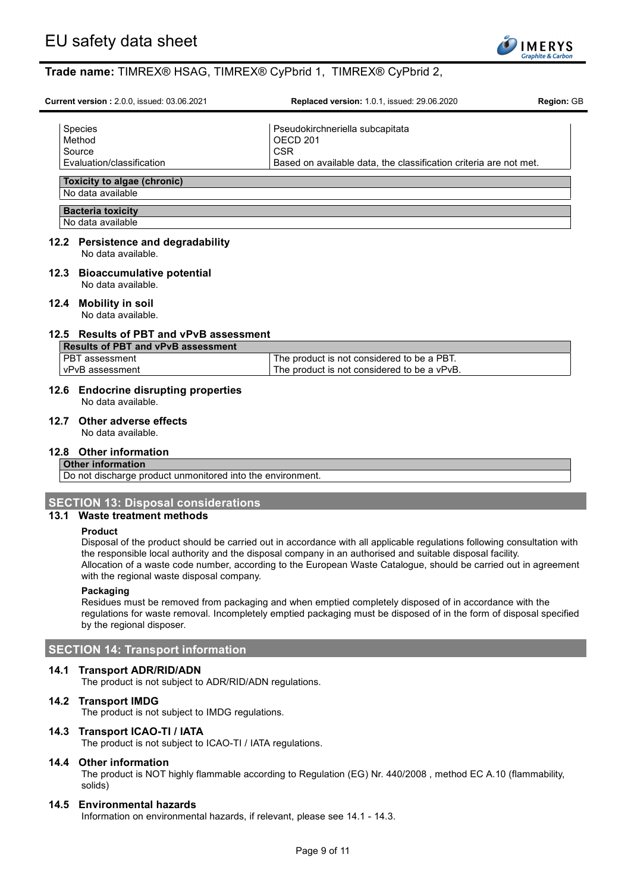| | |
|---|---|
| Species | Pseudokirchneriella subcapitata |
| Method | OECD 201 |
| Source | CSR |
| Evaluation/classification | Based on available data, the classification criteria are not met. |

| Toxicity to algae (chronic) |
|---|
| No data available |

| Bacteria toxicity |
|---|
| No data available |

### 12.2 Persistence and degradability

No data available.

### 12.3 Bioaccumulative potential

No data available.

### 12.4 Mobility in soil

No data available.

### 12.5 Results of PBT and vPvB assessment

| Results of PBT and vPvB assessment | |
|---|---|
| PBT assessment | The product is not considered to be a PBT. |
| vPvB assessment | The product is not considered to be a vPvB. |

### 12.6 Endocrine disrupting properties

No data available.

### 12.7 Other adverse effects

No data available.

### 12.8 Other information

| Other information |
|---|
| Do not discharge product unmonitored into the environment. |

## SECTION 13: Disposal considerations

### 13.1 Waste treatment methods

**Product**

Disposal of the product should be carried out in accordance with all applicable regulations following consultation with the responsible local authority and the disposal company in an authorised and suitable disposal facility.
Allocation of a waste code number, according to the European Waste Catalogue, should be carried out in agreement with the regional waste disposal company.

**Packaging**

Residues must be removed from packaging and when emptied completely disposed of in accordance with the regulations for waste removal. Incompletely emptied packaging must be disposed of in the form of disposal specified by the regional disposer.

## SECTION 14: Transport information

### 14.1 Transport ADR/RID/ADN

The product is not subject to ADR/RID/ADN regulations.

### 14.2 Transport IMDG

The product is not subject to IMDG regulations.

### 14.3 Transport ICAO-TI / IATA

The product is not subject to ICAO-TI / IATA regulations.

### 14.4 Other information

The product is NOT highly flammable according to Regulation (EG) Nr. 440/2008 , method EC A.10 (flammability, solids)

### 14.5 Environmental hazards

Information on environmental hazards, if relevant, please see 14.1 - 14.3.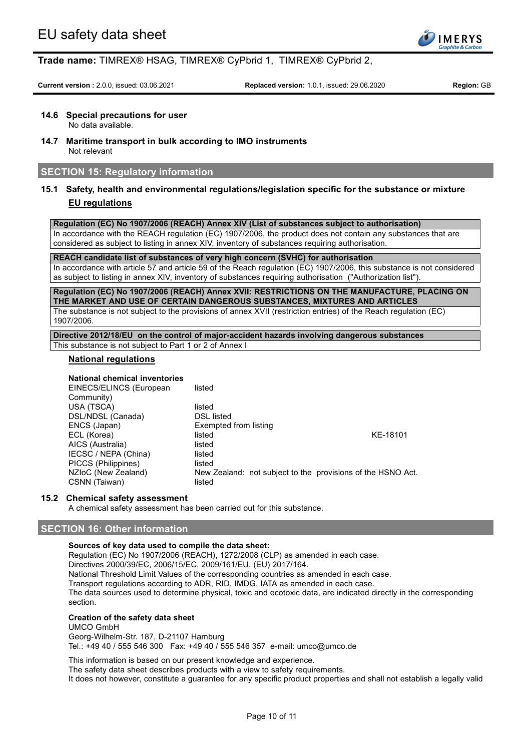### 14.6 Special precautions for user

No data available.

### 14.7 Maritime transport in bulk according to IMO instruments

Not relevant

## SECTION 15: Regulatory information

### 15.1 Safety, health and environmental regulations/legislation specific for the substance or mixture

**EU regulations**

| **Regulation (EC) No 1907/2006 (REACH) Annex XIV (List of substances subject to authorisation)** |
| --- |
| In accordance with the REACH regulation (EC) 1907/2006, the product does not contain any substances that are considered as subject to listing in annex XIV, inventory of substances requiring authorisation. |

| **REACH candidate list of substances of very high concern (SVHC) for authorisation** |
| --- |
| In accordance with article 57 and article 59 of the Reach regulation (EC) 1907/2006, this substance is not considered as subject to listing in annex XIV, inventory of substances requiring authorisation ("Authorization list"). |

| **Regulation (EC) No 1907/2006 (REACH) Annex XVII: RESTRICTIONS ON THE MANUFACTURE, PLACING ON THE MARKET AND USE OF CERTAIN DANGEROUS SUBSTANCES, MIXTURES AND ARTICLES** |
| --- |
| The substance is not subject to the provisions of annex XVII (restriction entries) of the Reach regulation (EC) 1907/2006. |

| **Directive 2012/18/EU on the control of major-accident hazards involving dangerous substances** |
| --- |
| This substance is not subject to Part 1 or 2 of Annex I |

**National regulations**

**National chemical inventories**

| | | |
| --- | --- | --- |
| EINECS/ELINCS (European Community) | listed | |
| USA (TSCA) | listed | |
| DSL/NDSL (Canada) | DSL listed | |
| ENCS (Japan) | Exempted from listing | |
| ECL (Korea) | listed | KE-18101 |
| AICS (Australia) | listed | |
| IECSC / NEPA (China) | listed | |
| PICCS (Philippines) | listed | |
| NZIoC (New Zealand) | New Zealand: not subject to the provisions of the HSNO Act. | |
| CSNN (Taiwan) | listed | |

### 15.2 Chemical safety assessment

A chemical safety assessment has been carried out for this substance.

## SECTION 16: Other information

**Sources of key data used to compile the data sheet:**

Regulation (EC) No 1907/2006 (REACH), 1272/2008 (CLP) as amended in each case.
Directives 2000/39/EC, 2006/15/EC, 2009/161/EU, (EU) 2017/164.
National Threshold Limit Values of the corresponding countries as amended in each case.
Transport regulations according to ADR, RID, IMDG, IATA as amended in each case.
The data sources used to determine physical, toxic and ecotoxic data, are indicated directly in the corresponding section.

**Creation of the safety data sheet**

UMCO GmbH
Georg-Wilhelm-Str. 187, D-21107 Hamburg
Tel.: +49 40 / 555 546 300 Fax: +49 40 / 555 546 357 e-mail: umco@umco.de

This information is based on our present knowledge and experience.
The safety data sheet describes products with a view to safety requirements.
It does not however, constitute a guarantee for any specific product properties and shall not establish a legally valid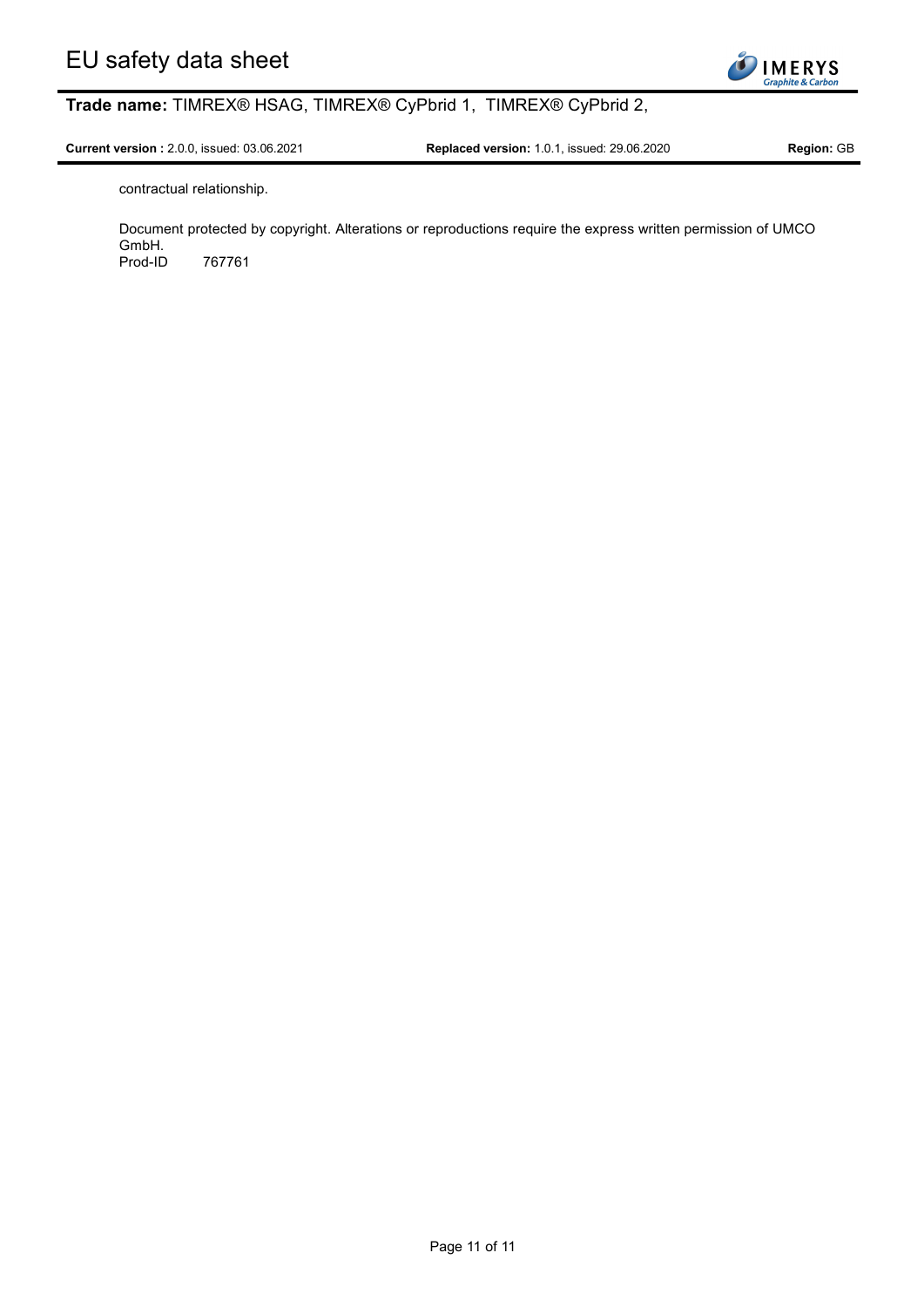contractual relationship.

Document protected by copyright. Alterations or reproductions require the express written permission of UMCO GmbH.
Prod-ID 767761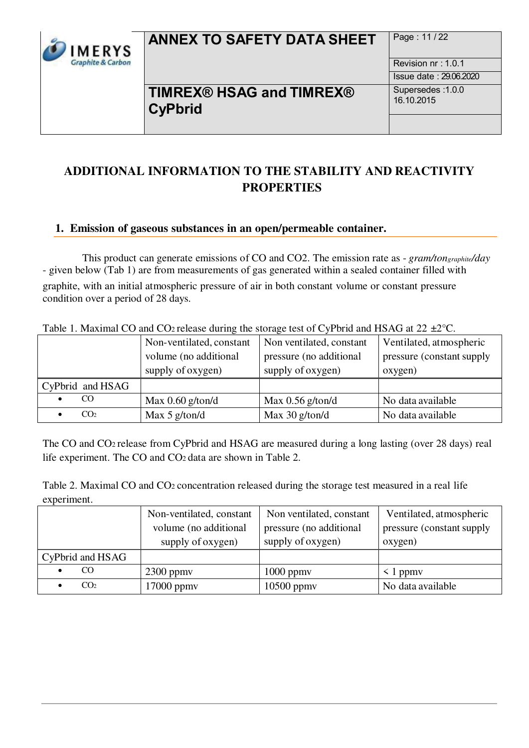## ADDITIONAL INFORMATION TO THE STABILITY AND REACTIVITY PROPERTIES

### 1. Emission of gaseous substances in an open/permeable container.

This product can generate emissions of CO and CO2. The emission rate as - *gram/ton$_{graphite}$/day* - given below (Tab 1) are from measurements of gas generated within a sealed container filled with graphite, with an initial atmospheric pressure of air in both constant volume or constant pressure condition over a period of 28 days.

Table 1. Maximal CO and $CO_2$ release during the storage test of CyPbrid and HSAG at 22 ±2°C.

| | Non-ventilated, constant volume (no additional supply of oxygen) | Non ventilated, constant pressure (no additional supply of oxygen) | Ventilated, atmospheric pressure (constant supply oxygen) |
|---|---|---|---|
| CyPbrid and HSAG | | | |
| • CO | Max 0.60 g/ton/d | Max 0.56 g/ton/d | No data available |
| • $CO_2$ | Max 5 g/ton/d | Max 30 g/ton/d | No data available |

The CO and $CO_2$ release from CyPbrid and HSAG are measured during a long lasting (over 28 days) real life experiment. The CO and $CO_2$ data are shown in Table 2.

Table 2. Maximal CO and $CO_2$ concentration released during the storage test measured in a real life experiment.

| | Non-ventilated, constant volume (no additional supply of oxygen) | Non ventilated, constant pressure (no additional supply of oxygen) | Ventilated, atmospheric pressure (constant supply oxygen) |
|---|---|---|---|
| CyPbrid and HSAG | | | |
| • CO | 2300 ppmv | 1000 ppmv | < 1 ppmv |
| • $CO_2$ | 17000 ppmv | 10500 ppmv | No data available |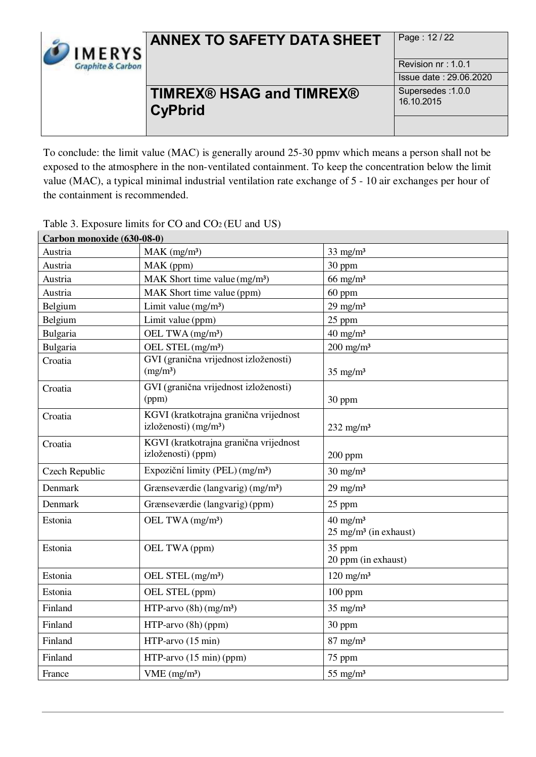To conclude: the limit value (MAC) is generally around 25-30 ppmv which means a person shall not be exposed to the atmosphere in the non-ventilated containment. To keep the concentration below the limit value (MAC), a typical minimal industrial ventilation rate exchange of 5 - 10 air exchanges per hour of the containment is recommended.

Table 3. Exposure limits for CO and $CO_2$ (EU and US)

| **Carbon monoxide (630-08-0)** | | |
|---|---|---|
| Austria | MAK (mg/m³) | 33 mg/m³ |
| Austria | MAK (ppm) | 30 ppm |
| Austria | MAK Short time value (mg/m³) | 66 mg/m³ |
| Austria | MAK Short time value (ppm) | 60 ppm |
| Belgium | Limit value (mg/m³) | 29 mg/m³ |
| Belgium | Limit value (ppm) | 25 ppm |
| Bulgaria | OEL TWA (mg/m³) | 40 mg/m³ |
| Bulgaria | OEL STEL (mg/m³) | 200 mg/m³ |
| Croatia | GVI (granična vrijednost izloženosti) (mg/m³) | 35 mg/m³ |
| Croatia | GVI (granična vrijednost izloženosti) (ppm) | 30 ppm |
| Croatia | KGVI (kratkotrajna granična vrijednost izloženosti) (mg/m³) | 232 mg/m³ |
| Croatia | KGVI (kratkotrajna granična vrijednost izloženosti) (ppm) | 200 ppm |
| Czech Republic | Expoziční limity (PEL) (mg/m³) | 30 mg/m³ |
| Denmark | Grænseværdie (langvarig) (mg/m³) | 29 mg/m³ |
| Denmark | Grænseværdie (langvarig) (ppm) | 25 ppm |
| Estonia | OEL TWA (mg/m³) | 40 mg/m³<br>25 mg/m³ (in exhaust) |
| Estonia | OEL TWA (ppm) | 35 ppm<br>20 ppm (in exhaust) |
| Estonia | OEL STEL (mg/m³) | 120 mg/m³ |
| Estonia | OEL STEL (ppm) | 100 ppm |
| Finland | HTP-arvo (8h) (mg/m³) | 35 mg/m³ |
| Finland | HTP-arvo (8h) (ppm) | 30 ppm |
| Finland | HTP-arvo (15 min) | 87 mg/m³ |
| Finland | HTP-arvo (15 min) (ppm) | 75 ppm |
| France | VME (mg/m³) | 55 mg/m³ |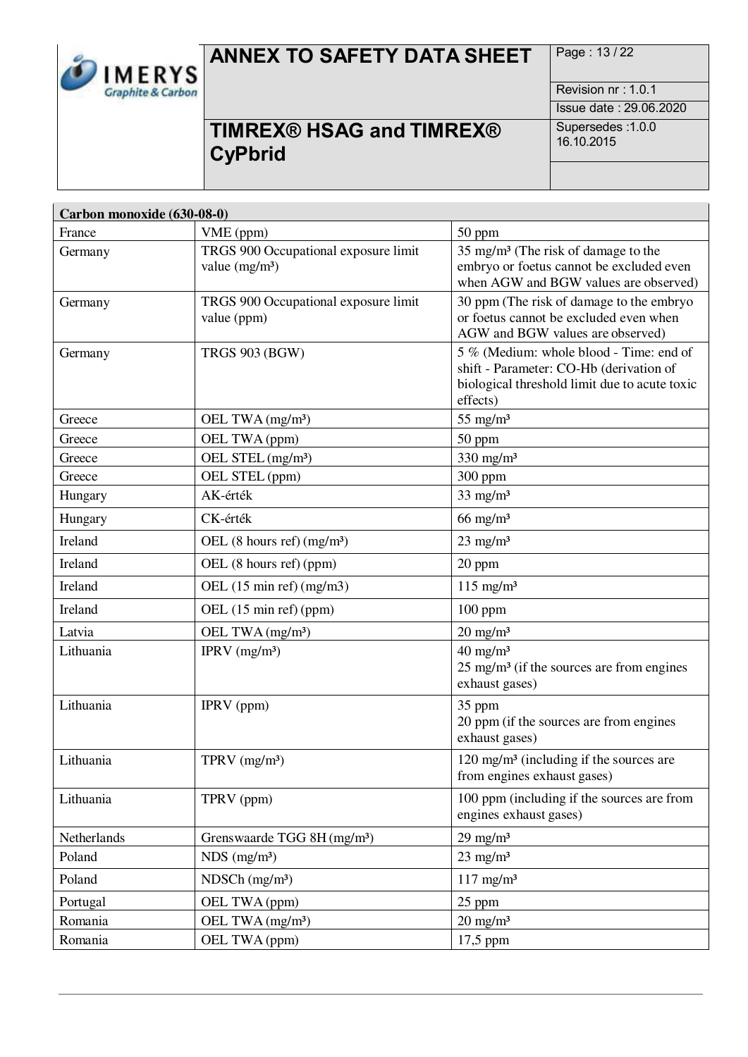| Carbon monoxide (630-08-0) | | |
|---|---|---|
| France | VME (ppm) | 50 ppm |
| Germany | TRGS 900 Occupational exposure limit value (mg/m³) | 35 mg/m³ (The risk of damage to the embryo or foetus cannot be excluded even when AGW and BGW values are observed) |
| Germany | TRGS 900 Occupational exposure limit value (ppm) | 30 ppm (The risk of damage to the embryo or foetus cannot be excluded even when AGW and BGW values are observed) |
| Germany | TRGS 903 (BGW) | 5 % (Medium: whole blood - Time: end of shift - Parameter: CO-Hb (derivation of biological threshold limit due to acute toxic effects) |
| Greece | OEL TWA (mg/m³) | 55 mg/m³ |
| Greece | OEL TWA (ppm) | 50 ppm |
| Greece | OEL STEL (mg/m³) | 330 mg/m³ |
| Greece | OEL STEL (ppm) | 300 ppm |
| Hungary | AK-érték | 33 mg/m³ |
| Hungary | CK-érték | 66 mg/m³ |
| Ireland | OEL (8 hours ref) (mg/m³) | 23 mg/m³ |
| Ireland | OEL (8 hours ref) (ppm) | 20 ppm |
| Ireland | OEL (15 min ref) (mg/m3) | 115 mg/m³ |
| Ireland | OEL (15 min ref) (ppm) | 100 ppm |
| Latvia | OEL TWA (mg/m³) | 20 mg/m³ |
| Lithuania | IPRV (mg/m³) | 40 mg/m³<br>25 mg/m³ (if the sources are from engines exhaust gases) |
| Lithuania | IPRV (ppm) | 35 ppm<br>20 ppm (if the sources are from engines exhaust gases) |
| Lithuania | TPRV (mg/m³) | 120 mg/m³ (including if the sources are from engines exhaust gases) |
| Lithuania | TPRV (ppm) | 100 ppm (including if the sources are from engines exhaust gases) |
| Netherlands | Grenswaarde TGG 8H (mg/m³) | 29 mg/m³ |
| Poland | NDS (mg/m³) | 23 mg/m³ |
| Poland | NDSCh (mg/m³) | 117 mg/m³ |
| Portugal | OEL TWA (ppm) | 25 ppm |
| Romania | OEL TWA (mg/m³) | 20 mg/m³ |
| Romania | OEL TWA (ppm) | 17,5 ppm |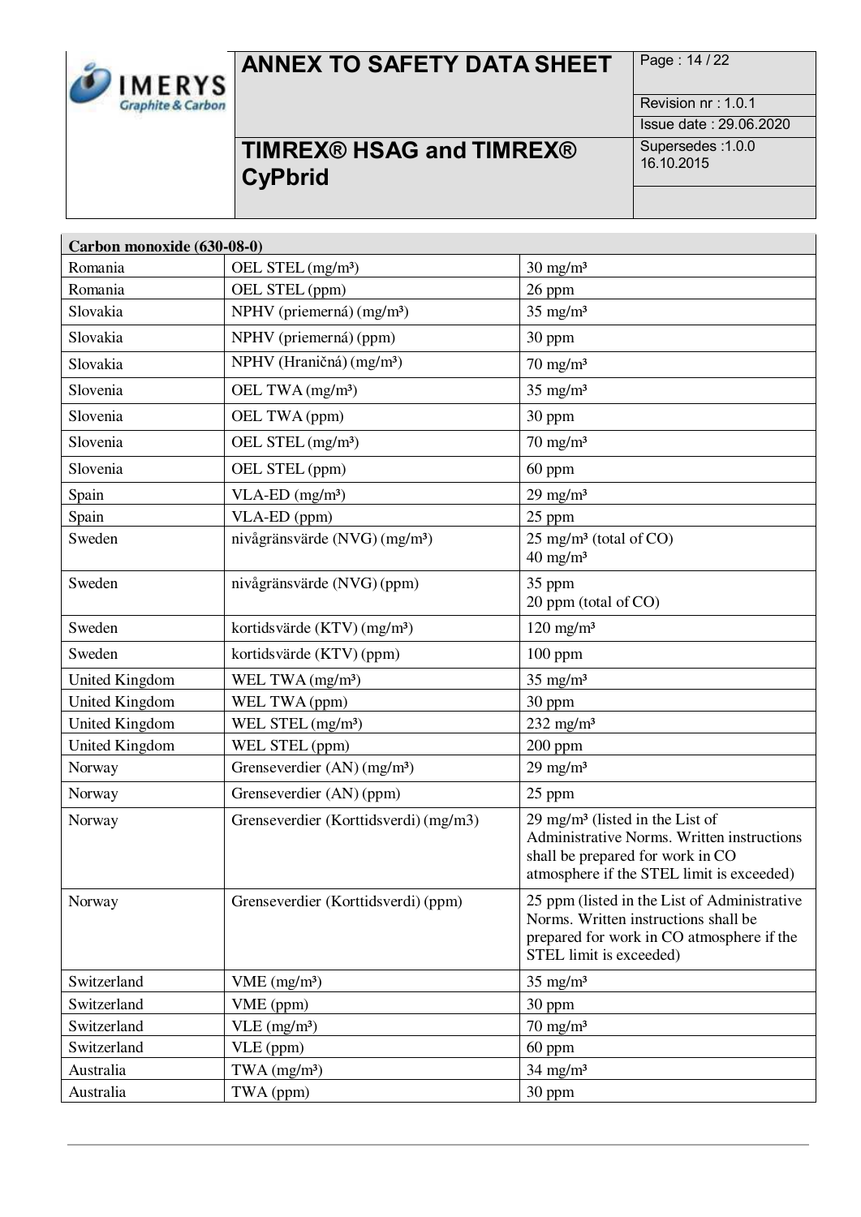| Carbon monoxide (630-08-0) | | |
|---|---|---|
| Romania | OEL STEL (mg/m³) | 30 mg/m³ |
| Romania | OEL STEL (ppm) | 26 ppm |
| Slovakia | NPHV (priemerná) (mg/m³) | 35 mg/m³ |
| Slovakia | NPHV (priemerná) (ppm) | 30 ppm |
| Slovakia | NPHV (Hraničná) (mg/m³) | 70 mg/m³ |
| Slovenia | OEL TWA (mg/m³) | 35 mg/m³ |
| Slovenia | OEL TWA (ppm) | 30 ppm |
| Slovenia | OEL STEL (mg/m³) | 70 mg/m³ |
| Slovenia | OEL STEL (ppm) | 60 ppm |
| Spain | VLA-ED (mg/m³) | 29 mg/m³ |
| Spain | VLA-ED (ppm) | 25 ppm |
| Sweden | nivågränsvärde (NVG) (mg/m³) | 25 mg/m³ (total of CO)<br>40 mg/m³ |
| Sweden | nivågränsvärde (NVG) (ppm) | 35 ppm<br>20 ppm (total of CO) |
| Sweden | kortidsvärde (KTV) (mg/m³) | 120 mg/m³ |
| Sweden | kortidsvärde (KTV) (ppm) | 100 ppm |
| United Kingdom | WEL TWA (mg/m³) | 35 mg/m³ |
| United Kingdom | WEL TWA (ppm) | 30 ppm |
| United Kingdom | WEL STEL (mg/m³) | 232 mg/m³ |
| United Kingdom | WEL STEL (ppm) | 200 ppm |
| Norway | Grenseverdier (AN) (mg/m³) | 29 mg/m³ |
| Norway | Grenseverdier (AN) (ppm) | 25 ppm |
| Norway | Grenseverdier (Korttidsverdi) (mg/m3) | 29 mg/m³ (listed in the List of Administrative Norms. Written instructions shall be prepared for work in CO atmosphere if the STEL limit is exceeded) |
| Norway | Grenseverdier (Korttidsverdi) (ppm) | 25 ppm (listed in the List of Administrative Norms. Written instructions shall be prepared for work in CO atmosphere if the STEL limit is exceeded) |
| Switzerland | VME (mg/m³) | 35 mg/m³ |
| Switzerland | VME (ppm) | 30 ppm |
| Switzerland | VLE (mg/m³) | 70 mg/m³ |
| Switzerland | VLE (ppm) | 60 ppm |
| Australia | TWA (mg/m³) | 34 mg/m³ |
| Australia | TWA (ppm) | 30 ppm |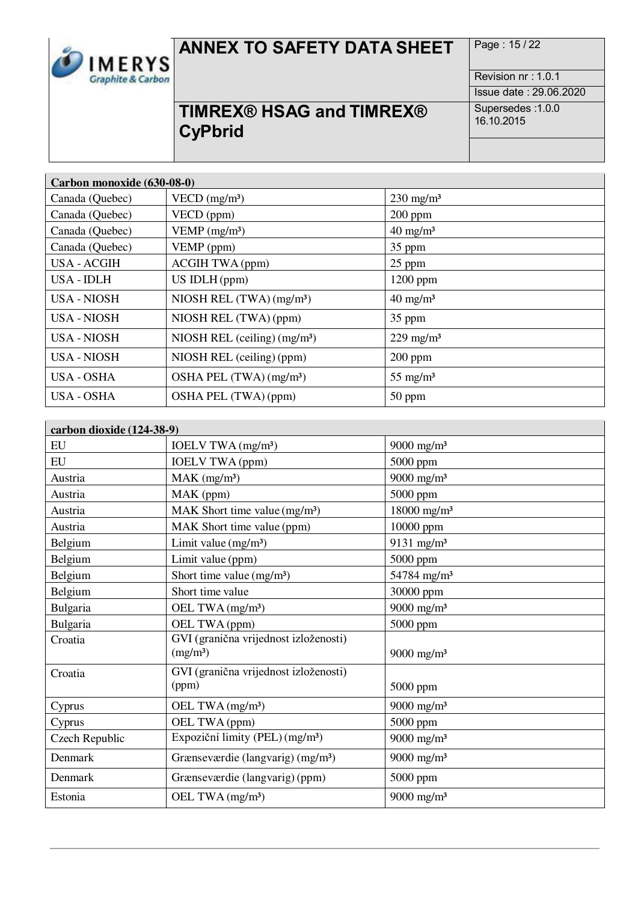| Carbon monoxide (630-08-0) | | |
|---|---|---|
| Canada (Quebec) | VECD (mg/m³) | 230 mg/m³ |
| Canada (Quebec) | VECD (ppm) | 200 ppm |
| Canada (Quebec) | VEMP (mg/m³) | 40 mg/m³ |
| Canada (Quebec) | VEMP (ppm) | 35 ppm |
| USA - ACGIH | ACGIH TWA (ppm) | 25 ppm |
| USA - IDLH | US IDLH (ppm) | 1200 ppm |
| USA - NIOSH | NIOSH REL (TWA) (mg/m³) | 40 mg/m³ |
| USA - NIOSH | NIOSH REL (TWA) (ppm) | 35 ppm |
| USA - NIOSH | NIOSH REL (ceiling) (mg/m³) | 229 mg/m³ |
| USA - NIOSH | NIOSH REL (ceiling) (ppm) | 200 ppm |
| USA - OSHA | OSHA PEL (TWA) (mg/m³) | 55 mg/m³ |
| USA - OSHA | OSHA PEL (TWA) (ppm) | 50 ppm |

| carbon dioxide (124-38-9) | | |
|---|---|---|
| EU | IOELV TWA (mg/m³) | 9000 mg/m³ |
| EU | IOELV TWA (ppm) | 5000 ppm |
| Austria | MAK (mg/m³) | 9000 mg/m³ |
| Austria | MAK (ppm) | 5000 ppm |
| Austria | MAK Short time value (mg/m³) | 18000 mg/m³ |
| Austria | MAK Short time value (ppm) | 10000 ppm |
| Belgium | Limit value (mg/m³) | 9131 mg/m³ |
| Belgium | Limit value (ppm) | 5000 ppm |
| Belgium | Short time value (mg/m³) | 54784 mg/m³ |
| Belgium | Short time value | 30000 ppm |
| Bulgaria | OEL TWA (mg/m³) | 9000 mg/m³ |
| Bulgaria | OEL TWA (ppm) | 5000 ppm |
| Croatia | GVI (granična vrijednost izloženosti) (mg/m³) | 9000 mg/m³ |
| Croatia | GVI (granična vrijednost izloženosti) (ppm) | 5000 ppm |
| Cyprus | OEL TWA (mg/m³) | 9000 mg/m³ |
| Cyprus | OEL TWA (ppm) | 5000 ppm |
| Czech Republic | Expoziční limity (PEL) (mg/m³) | 9000 mg/m³ |
| Denmark | Grænseværdie (langvarig) (mg/m³) | 9000 mg/m³ |
| Denmark | Grænseværdie (langvarig) (ppm) | 5000 ppm |
| Estonia | OEL TWA (mg/m³) | 9000 mg/m³ |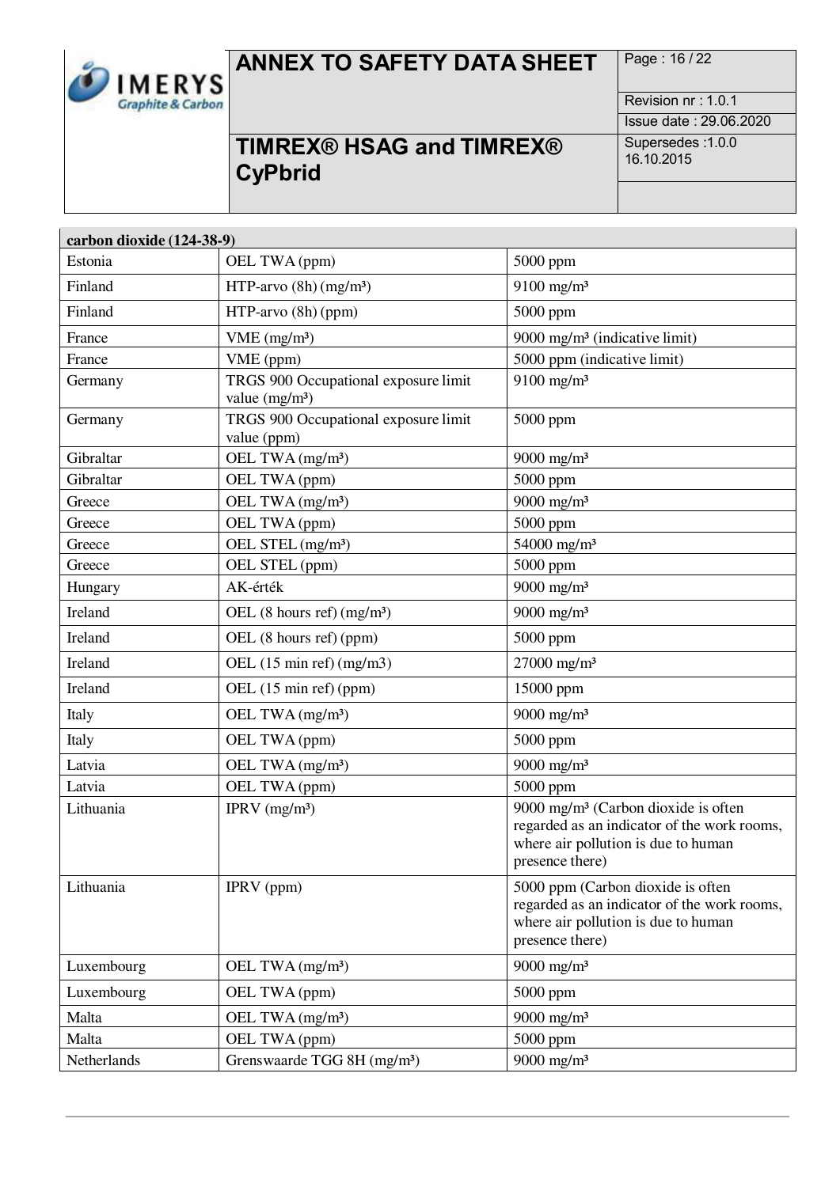| carbon dioxide (124-38-9) | | |
|---|---|---|
| Estonia | OEL TWA (ppm) | 5000 ppm |
| Finland | HTP-arvo (8h) (mg/m³) | 9100 mg/m³ |
| Finland | HTP-arvo (8h) (ppm) | 5000 ppm |
| France | VME (mg/m³) | 9000 mg/m³ (indicative limit) |
| France | VME (ppm) | 5000 ppm (indicative limit) |
| Germany | TRGS 900 Occupational exposure limit value (mg/m³) | 9100 mg/m³ |
| Germany | TRGS 900 Occupational exposure limit value (ppm) | 5000 ppm |
| Gibraltar | OEL TWA (mg/m³) | 9000 mg/m³ |
| Gibraltar | OEL TWA (ppm) | 5000 ppm |
| Greece | OEL TWA (mg/m³) | 9000 mg/m³ |
| Greece | OEL TWA (ppm) | 5000 ppm |
| Greece | OEL STEL (mg/m³) | 54000 mg/m³ |
| Greece | OEL STEL (ppm) | 5000 ppm |
| Hungary | AK-érték | 9000 mg/m³ |
| Ireland | OEL (8 hours ref) (mg/m³) | 9000 mg/m³ |
| Ireland | OEL (8 hours ref) (ppm) | 5000 ppm |
| Ireland | OEL (15 min ref) (mg/m3) | 27000 mg/m³ |
| Ireland | OEL (15 min ref) (ppm) | 15000 ppm |
| Italy | OEL TWA (mg/m³) | 9000 mg/m³ |
| Italy | OEL TWA (ppm) | 5000 ppm |
| Latvia | OEL TWA (mg/m³) | 9000 mg/m³ |
| Latvia | OEL TWA (ppm) | 5000 ppm |
| Lithuania | IPRV (mg/m³) | 9000 mg/m³ (Carbon dioxide is often regarded as an indicator of the work rooms, where air pollution is due to human presence there) |
| Lithuania | IPRV (ppm) | 5000 ppm (Carbon dioxide is often regarded as an indicator of the work rooms, where air pollution is due to human presence there) |
| Luxembourg | OEL TWA (mg/m³) | 9000 mg/m³ |
| Luxembourg | OEL TWA (ppm) | 5000 ppm |
| Malta | OEL TWA (mg/m³) | 9000 mg/m³ |
| Malta | OEL TWA (ppm) | 5000 ppm |
| Netherlands | Grenswaarde TGG 8H (mg/m³) | 9000 mg/m³ |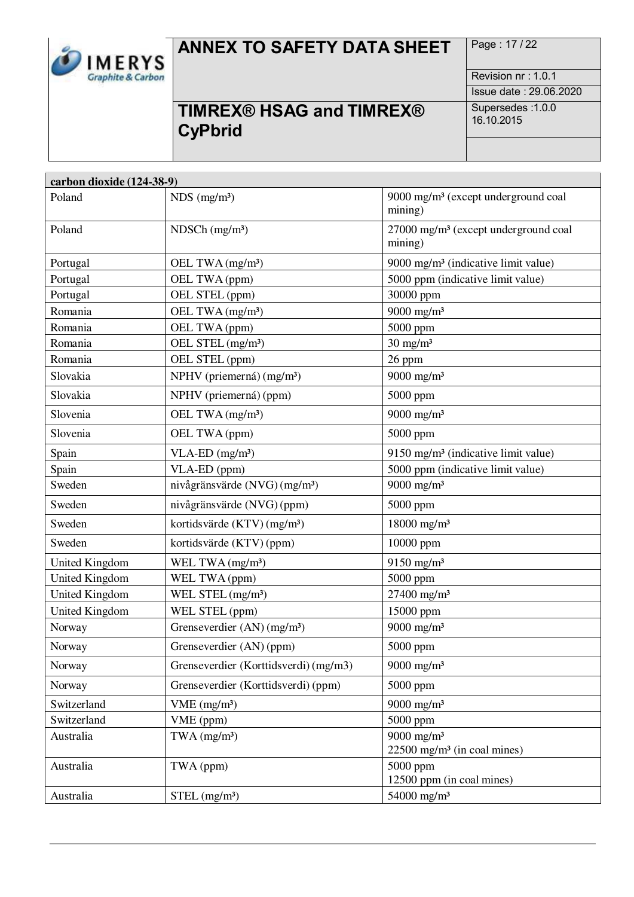| carbon dioxide (124-38-9) | | |
|---|---|---|
| Poland | NDS (mg/m³) | 9000 mg/m³ (except underground coal mining) |
| Poland | NDSCh (mg/m³) | 27000 mg/m³ (except underground coal mining) |
| Portugal | OEL TWA (mg/m³) | 9000 mg/m³ (indicative limit value) |
| Portugal | OEL TWA (ppm) | 5000 ppm (indicative limit value) |
| Portugal | OEL STEL (ppm) | 30000 ppm |
| Romania | OEL TWA (mg/m³) | 9000 mg/m³ |
| Romania | OEL TWA (ppm) | 5000 ppm |
| Romania | OEL STEL (mg/m³) | 30 mg/m³ |
| Romania | OEL STEL (ppm) | 26 ppm |
| Slovakia | NPHV (priemerná) (mg/m³) | 9000 mg/m³ |
| Slovakia | NPHV (priemerná) (ppm) | 5000 ppm |
| Slovenia | OEL TWA (mg/m³) | 9000 mg/m³ |
| Slovenia | OEL TWA (ppm) | 5000 ppm |
| Spain | VLA-ED (mg/m³) | 9150 mg/m³ (indicative limit value) |
| Spain | VLA-ED (ppm) | 5000 ppm (indicative limit value) |
| Sweden | nivågränsvärde (NVG) (mg/m³) | 9000 mg/m³ |
| Sweden | nivågränsvärde (NVG) (ppm) | 5000 ppm |
| Sweden | kortidsvärde (KTV) (mg/m³) | 18000 mg/m³ |
| Sweden | kortidsvärde (KTV) (ppm) | 10000 ppm |
| United Kingdom | WEL TWA (mg/m³) | 9150 mg/m³ |
| United Kingdom | WEL TWA (ppm) | 5000 ppm |
| United Kingdom | WEL STEL (mg/m³) | 27400 mg/m³ |
| United Kingdom | WEL STEL (ppm) | 15000 ppm |
| Norway | Grenseverdier (AN) (mg/m³) | 9000 mg/m³ |
| Norway | Grenseverdier (AN) (ppm) | 5000 ppm |
| Norway | Grenseverdier (Korttidsverdi) (mg/m3) | 9000 mg/m³ |
| Norway | Grenseverdier (Korttidsverdi) (ppm) | 5000 ppm |
| Switzerland | VME (mg/m³) | 9000 mg/m³ |
| Switzerland | VME (ppm) | 5000 ppm |
| Australia | TWA (mg/m³) | 9000 mg/m³<br>22500 mg/m³ (in coal mines) |
| Australia | TWA (ppm) | 5000 ppm<br>12500 ppm (in coal mines) |
| Australia | STEL (mg/m³) | 54000 mg/m³ |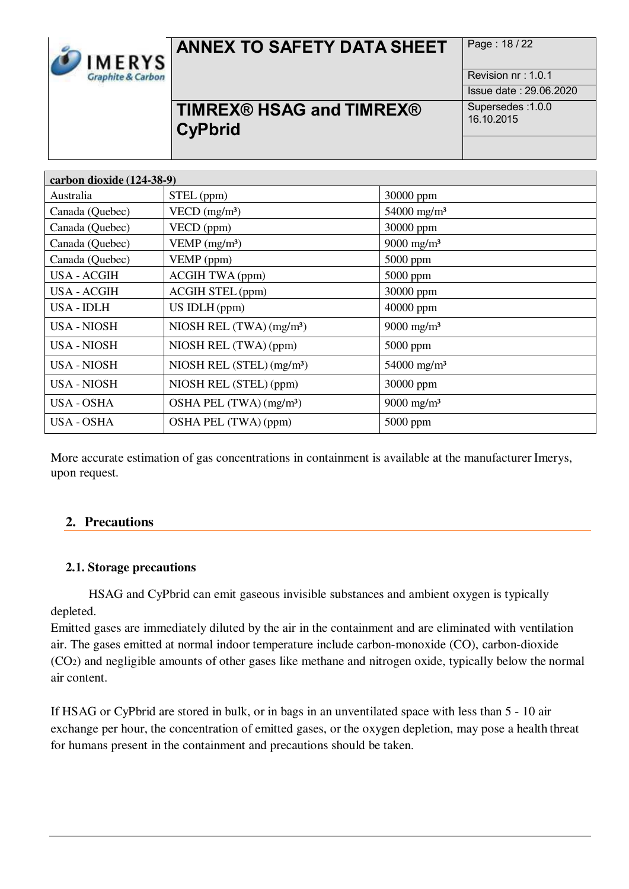| carbon dioxide (124-38-9) | | |
|---|---|---|
| Australia | STEL (ppm) | 30000 ppm |
| Canada (Quebec) | VECD (mg/m³) | 54000 mg/m³ |
| Canada (Quebec) | VECD (ppm) | 30000 ppm |
| Canada (Quebec) | VEMP (mg/m³) | 9000 mg/m³ |
| Canada (Quebec) | VEMP (ppm) | 5000 ppm |
| USA - ACGIH | ACGIH TWA (ppm) | 5000 ppm |
| USA - ACGIH | ACGIH STEL (ppm) | 30000 ppm |
| USA - IDLH | US IDLH (ppm) | 40000 ppm |
| USA - NIOSH | NIOSH REL (TWA) (mg/m³) | 9000 mg/m³ |
| USA - NIOSH | NIOSH REL (TWA) (ppm) | 5000 ppm |
| USA - NIOSH | NIOSH REL (STEL) (mg/m³) | 54000 mg/m³ |
| USA - NIOSH | NIOSH REL (STEL) (ppm) | 30000 ppm |
| USA - OSHA | OSHA PEL (TWA) (mg/m³) | 9000 mg/m³ |
| USA - OSHA | OSHA PEL (TWA) (ppm) | 5000 ppm |

More accurate estimation of gas concentrations in containment is available at the manufacturer Imerys, upon request.

## 2. Precautions

### 2.1. Storage precautions

HSAG and CyPbrid can emit gaseous invisible substances and ambient oxygen is typically depleted.
Emitted gases are immediately diluted by the air in the containment and are eliminated with ventilation air. The gases emitted at normal indoor temperature include carbon-monoxide (CO), carbon-dioxide ($CO_2$) and negligible amounts of other gases like methane and nitrogen oxide, typically below the normal air content.

If HSAG or CyPbrid are stored in bulk, or in bags in an unventilated space with less than 5 - 10 air exchange per hour, the concentration of emitted gases, or the oxygen depletion, may pose a health threat for humans present in the containment and precautions should be taken.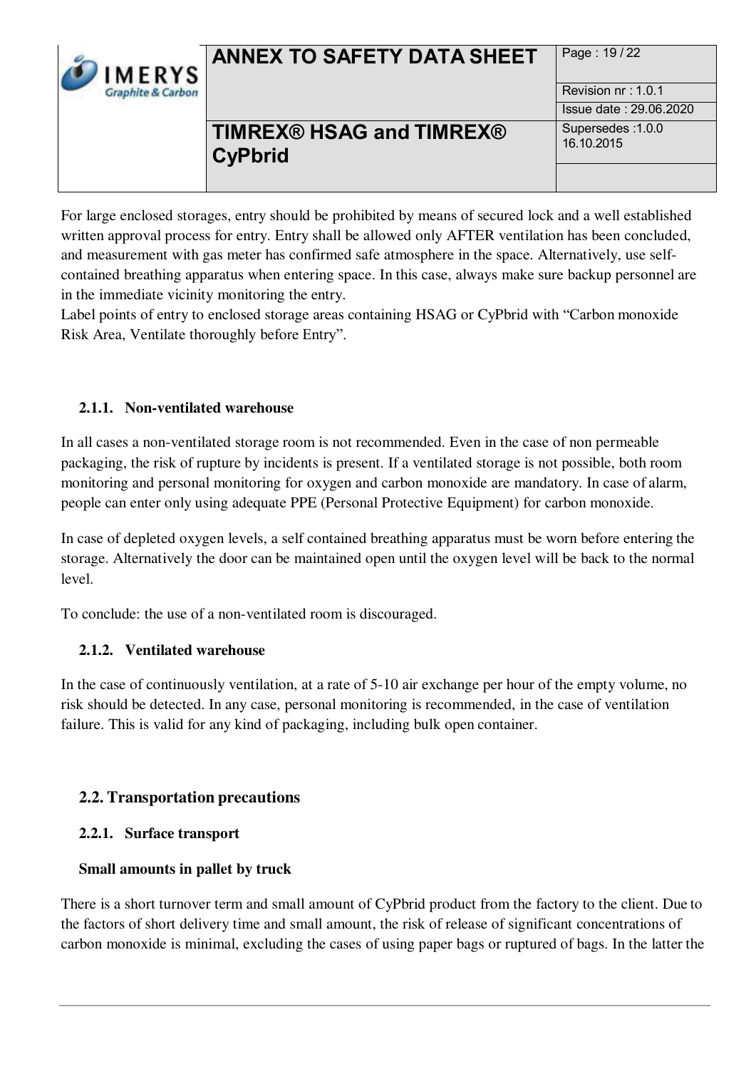For large enclosed storages, entry should be prohibited by means of secured lock and a well established written approval process for entry. Entry shall be allowed only AFTER ventilation has been concluded, and measurement with gas meter has confirmed safe atmosphere in the space. Alternatively, use self-contained breathing apparatus when entering space. In this case, always make sure backup personnel are in the immediate vicinity monitoring the entry.
Label points of entry to enclosed storage areas containing HSAG or CyPbrid with “Carbon monoxide Risk Area, Ventilate thoroughly before Entry”.

#### 2.1.1. Non-ventilated warehouse

In all cases a non-ventilated storage room is not recommended. Even in the case of non permeable packaging, the risk of rupture by incidents is present. If a ventilated storage is not possible, both room monitoring and personal monitoring for oxygen and carbon monoxide are mandatory. In case of alarm, people can enter only using adequate PPE (Personal Protective Equipment) for carbon monoxide.

In case of depleted oxygen levels, a self contained breathing apparatus must be worn before entering the storage. Alternatively the door can be maintained open until the oxygen level will be back to the normal level.

To conclude: the use of a non-ventilated room is discouraged.

#### 2.1.2. Ventilated warehouse

In the case of continuously ventilation, at a rate of 5-10 air exchange per hour of the empty volume, no risk should be detected. In any case, personal monitoring is recommended, in the case of ventilation failure. This is valid for any kind of packaging, including bulk open container.

### 2.2. Transportation precautions

#### 2.2.1. Surface transport

**Small amounts in pallet by truck**

There is a short turnover term and small amount of CyPbrid product from the factory to the client. Due to the factors of short delivery time and small amount, the risk of release of significant concentrations of carbon monoxide is minimal, excluding the cases of using paper bags or ruptured of bags. In the latter the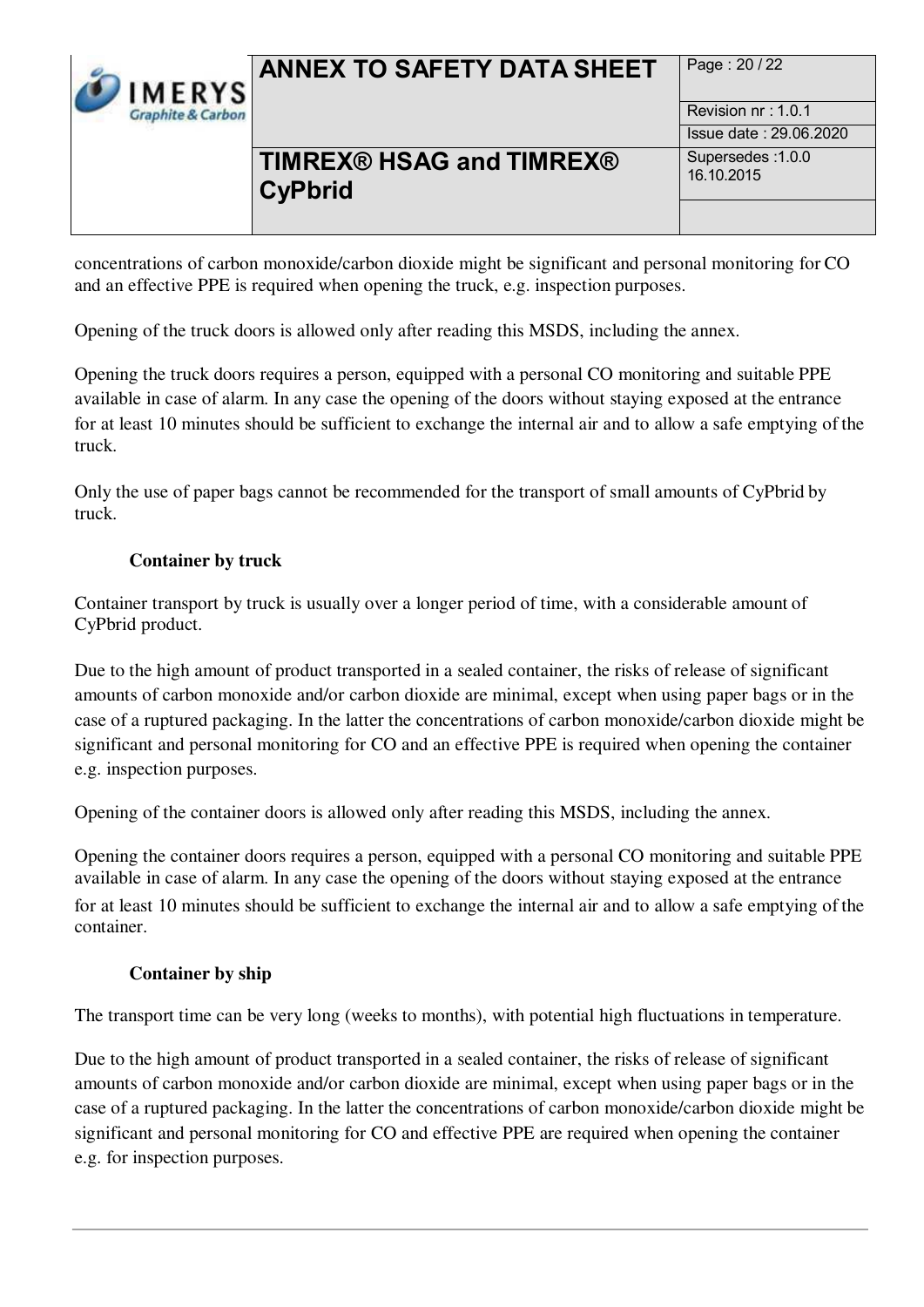concentrations of carbon monoxide/carbon dioxide might be significant and personal monitoring for CO and an effective PPE is required when opening the truck, e.g. inspection purposes.

Opening of the truck doors is allowed only after reading this MSDS, including the annex.

Opening the truck doors requires a person, equipped with a personal CO monitoring and suitable PPE available in case of alarm. In any case the opening of the doors without staying exposed at the entrance for at least 10 minutes should be sufficient to exchange the internal air and to allow a safe emptying of the truck.

Only the use of paper bags cannot be recommended for the transport of small amounts of CyPbrid by truck.

**Container by truck**

Container transport by truck is usually over a longer period of time, with a considerable amount of CyPbrid product.

Due to the high amount of product transported in a sealed container, the risks of release of significant amounts of carbon monoxide and/or carbon dioxide are minimal, except when using paper bags or in the case of a ruptured packaging. In the latter the concentrations of carbon monoxide/carbon dioxide might be significant and personal monitoring for CO and an effective PPE is required when opening the container e.g. inspection purposes.

Opening of the container doors is allowed only after reading this MSDS, including the annex.

Opening the container doors requires a person, equipped with a personal CO monitoring and suitable PPE available in case of alarm. In any case the opening of the doors without staying exposed at the entrance for at least 10 minutes should be sufficient to exchange the internal air and to allow a safe emptying of the container.

**Container by ship**

The transport time can be very long (weeks to months), with potential high fluctuations in temperature.

Due to the high amount of product transported in a sealed container, the risks of release of significant amounts of carbon monoxide and/or carbon dioxide are minimal, except when using paper bags or in the case of a ruptured packaging. In the latter the concentrations of carbon monoxide/carbon dioxide might be significant and personal monitoring for CO and effective PPE are required when opening the container e.g. for inspection purposes.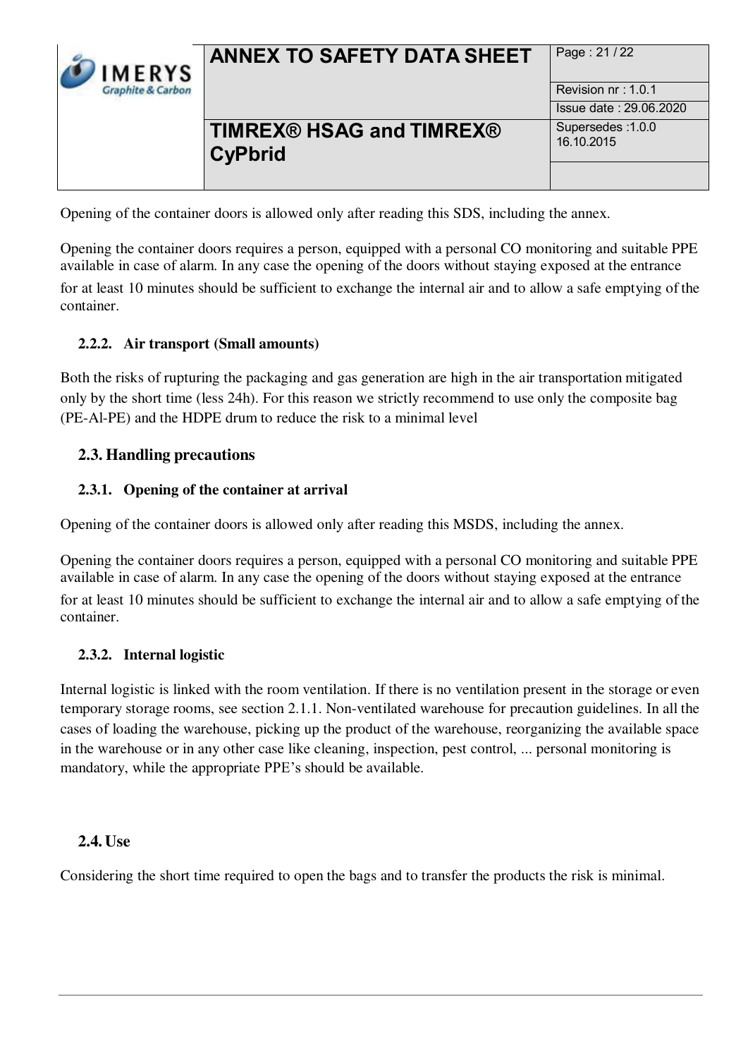Opening of the container doors is allowed only after reading this SDS, including the annex.

Opening the container doors requires a person, equipped with a personal CO monitoring and suitable PPE available in case of alarm. In any case the opening of the doors without staying exposed at the entrance for at least 10 minutes should be sufficient to exchange the internal air and to allow a safe emptying of the container.

### 2.2.2. Air transport (Small amounts)

Both the risks of rupturing the packaging and gas generation are high in the air transportation mitigated only by the short time (less 24h). For this reason we strictly recommend to use only the composite bag (PE-Al-PE) and the HDPE drum to reduce the risk to a minimal level

## 2.3. Handling precautions

### 2.3.1. Opening of the container at arrival

Opening of the container doors is allowed only after reading this MSDS, including the annex.

Opening the container doors requires a person, equipped with a personal CO monitoring and suitable PPE available in case of alarm. In any case the opening of the doors without staying exposed at the entrance for at least 10 minutes should be sufficient to exchange the internal air and to allow a safe emptying of the container.

### 2.3.2. Internal logistic

Internal logistic is linked with the room ventilation. If there is no ventilation present in the storage or even temporary storage rooms, see section 2.1.1. Non-ventilated warehouse for precaution guidelines. In all the cases of loading the warehouse, picking up the product of the warehouse, reorganizing the available space in the warehouse or in any other case like cleaning, inspection, pest control, ... personal monitoring is mandatory, while the appropriate PPE's should be available.

## 2.4. Use

Considering the short time required to open the bags and to transfer the products the risk is minimal.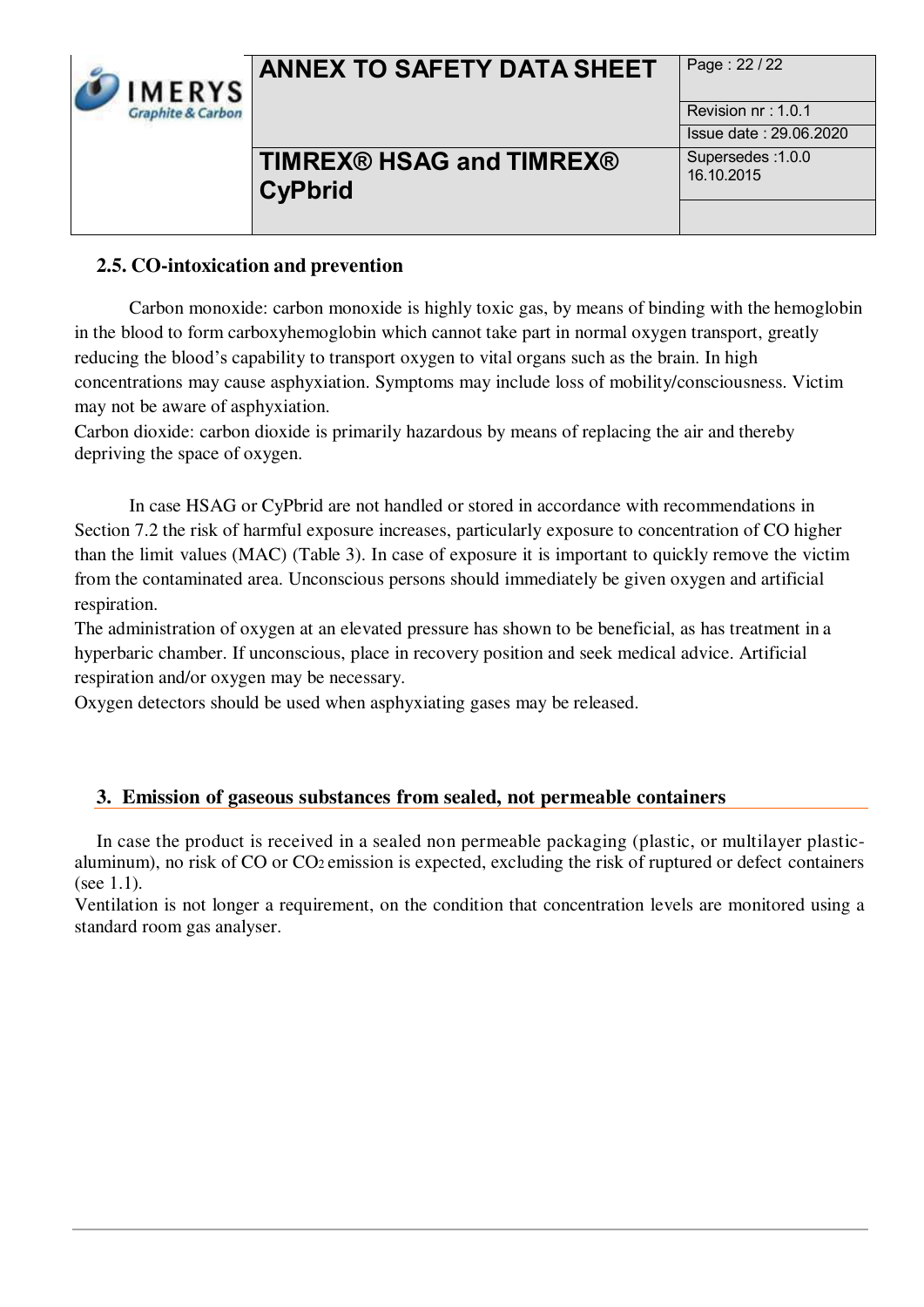## 2.5. CO-intoxication and prevention

Carbon monoxide: carbon monoxide is highly toxic gas, by means of binding with the hemoglobin in the blood to form carboxyhemoglobin which cannot take part in normal oxygen transport, greatly reducing the blood's capability to transport oxygen to vital organs such as the brain. In high concentrations may cause asphyxiation. Symptoms may include loss of mobility/consciousness. Victim may not be aware of asphyxiation.

Carbon dioxide: carbon dioxide is primarily hazardous by means of replacing the air and thereby depriving the space of oxygen.

In case HSAG or CyPbrid are not handled or stored in accordance with recommendations in Section 7.2 the risk of harmful exposure increases, particularly exposure to concentration of CO higher than the limit values (MAC) (Table 3). In case of exposure it is important to quickly remove the victim from the contaminated area. Unconscious persons should immediately be given oxygen and artificial respiration.

The administration of oxygen at an elevated pressure has shown to be beneficial, as has treatment in a hyperbaric chamber. If unconscious, place in recovery position and seek medical advice. Artificial respiration and/or oxygen may be necessary.

Oxygen detectors should be used when asphyxiating gases may be released.

## 3. Emission of gaseous substances from sealed, not permeable containers

In case the product is received in a sealed non permeable packaging (plastic, or multilayer plastic-aluminum), no risk of CO or $CO_2$ emission is expected, excluding the risk of ruptured or defect containers (see 1.1).

Ventilation is not longer a requirement, on the condition that concentration levels are monitored using a standard room gas analyser.